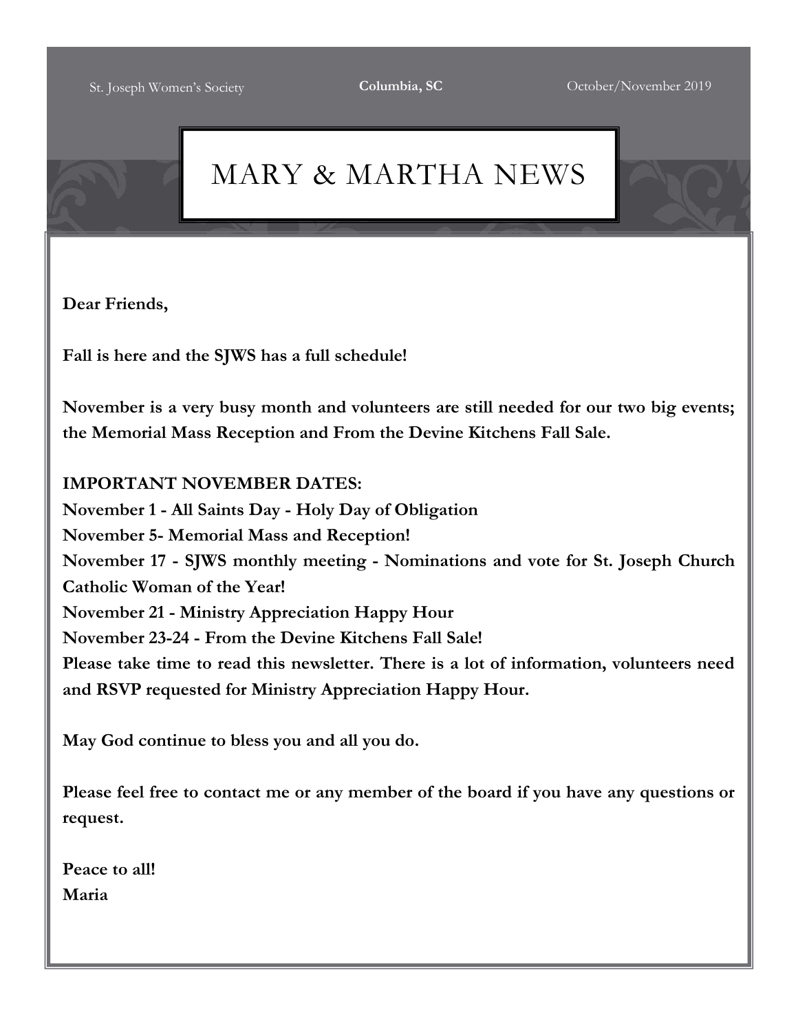St. Joseph Women's Society **Columbia, SC** October/November 2019

# MARY & MARTHA NEWS

**Dear Friends,**

**Fall is here and the SJWS has a full schedule!**

**November is a very busy month and volunteers are still needed for our two big events; the Memorial Mass Reception and From the Devine Kitchens Fall Sale.**

**IMPORTANT NOVEMBER DATES:**
**November 1 - All Saints Day - Holy Day of Obligation**
**November 5- Memorial Mass and Reception!**
**November 17 - SJWS monthly meeting - Nominations and vote for St. Joseph Church Catholic Woman of the Year!**
**November 21 - Ministry Appreciation Happy Hour**
**November 23-24 - From the Devine Kitchens Fall Sale!**
**Please take time to read this newsletter. There is a lot of information, volunteers need and RSVP requested for Ministry Appreciation Happy Hour.**

**May God continue to bless you and all you do.**

**Please feel free to contact me or any member of the board if you have any questions or request.**

**Peace to all!**
**Maria**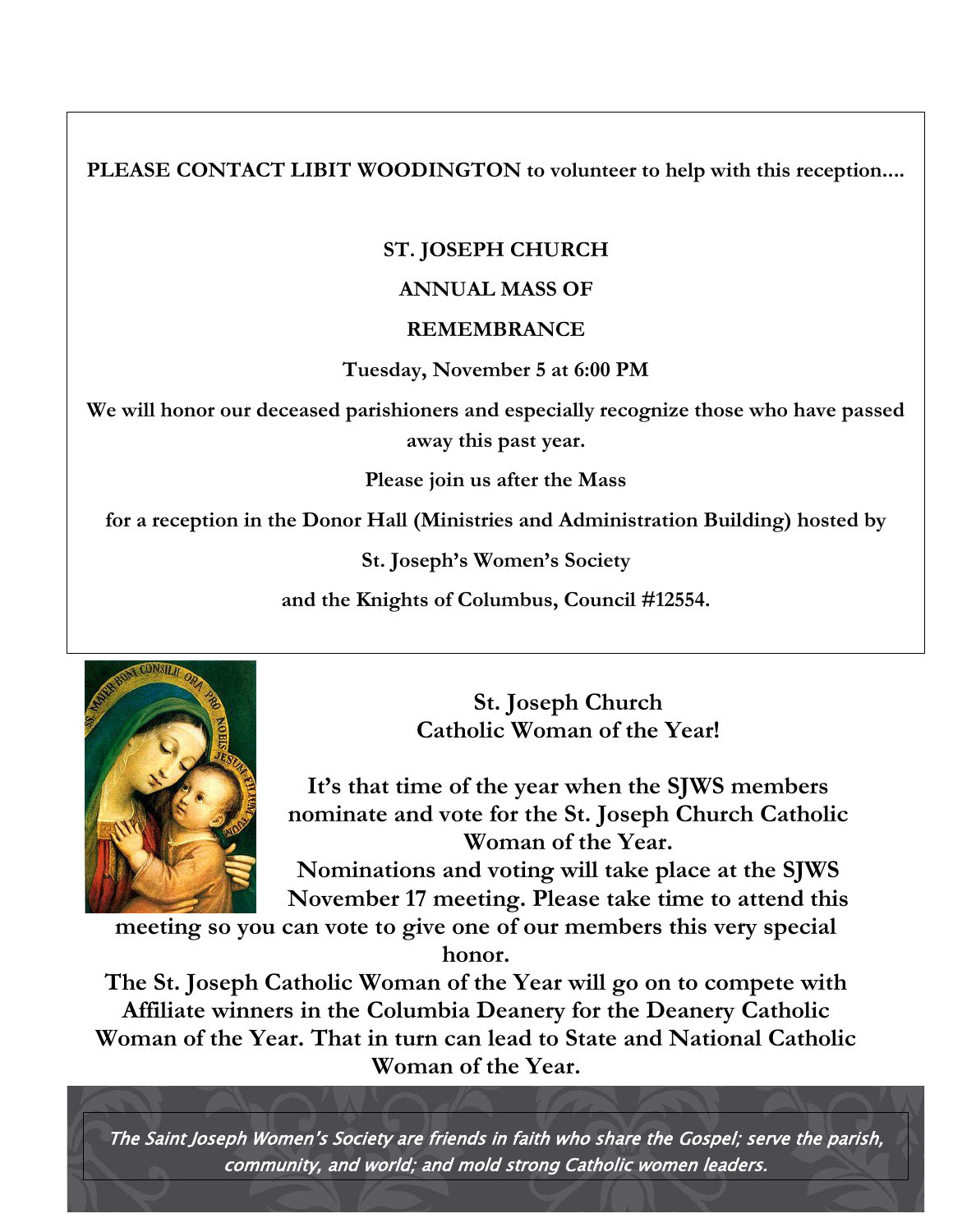**PLEASE CONTACT LIBIT WOODINGTON** to volunteer to help with this reception....

**ST. JOSEPH CHURCH**

**ANNUAL MASS OF**

**REMEMBRANCE**

**Tuesday, November 5 at 6:00 PM**

**We will honor our deceased parishioners and especially recognize those who have passed away this past year.**

**Please join us after the Mass**

**for a reception in the Donor Hall (Ministries and Administration Building) hosted by**

**St. Joseph's Women's Society**

**and the Knights of Columbus, Council #12554.**

## St. Joseph Church Catholic Woman of the Year!

**It's that time of the year when the SJWS members nominate and vote for the St. Joseph Church Catholic Woman of the Year.**

**Nominations and voting will take place at the SJWS November 17 meeting. Please take time to attend this meeting so you can vote to give one of our members this very special honor.**

**The St. Joseph Catholic Woman of the Year will go on to compete with Affiliate winners in the Columbia Deanery for the Deanery Catholic Woman of the Year. That in turn can lead to State and National Catholic Woman of the Year.**

*The Saint Joseph Women's Society are friends in faith who share the Gospel; serve the parish, community, and world; and mold strong Catholic women leaders.*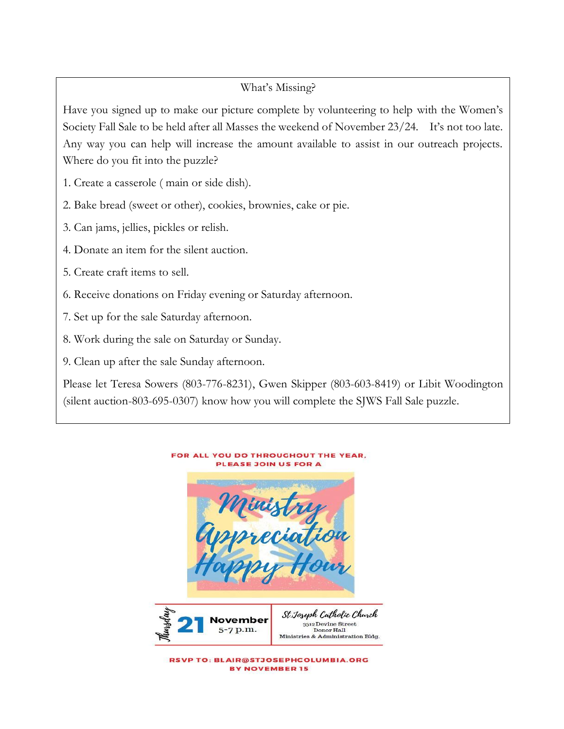## What's Missing?

Have you signed up to make our picture complete by volunteering to help with the Women's Society Fall Sale to be held after all Masses the weekend of November 23/24. It's not too late. Any way you can help will increase the amount available to assist in our outreach projects. Where do you fit into the puzzle?

1. Create a casserole ( main or side dish).
2. Bake bread (sweet or other), cookies, brownies, cake or pie.
3. Can jams, jellies, pickles or relish.
4. Donate an item for the silent auction.
5. Create craft items to sell.
6. Receive donations on Friday evening or Saturday afternoon.
7. Set up for the sale Saturday afternoon.
8. Work during the sale on Saturday or Sunday.
9. Clean up after the sale Sunday afternoon.

Please let Teresa Sowers (803-776-8231), Gwen Skipper (803-603-8419) or Libit Woodington (silent auction-803-695-0307) know how you will complete the SJWS Fall Sale puzzle.

FOR ALL YOU DO THROUGHOUT THE YEAR, PLEASE JOIN US FOR A

# Ministry Appreciation Happy Hour

Thursday 21 November 5-7 p.m.

St. Joseph Catholic Church
3512 Devine Street
Donor Hall
Ministries & Administration Bldg.

RSVP TO: BLAIR@STJOSEPHCOLUMBIA.ORG BY NOVEMBER 15